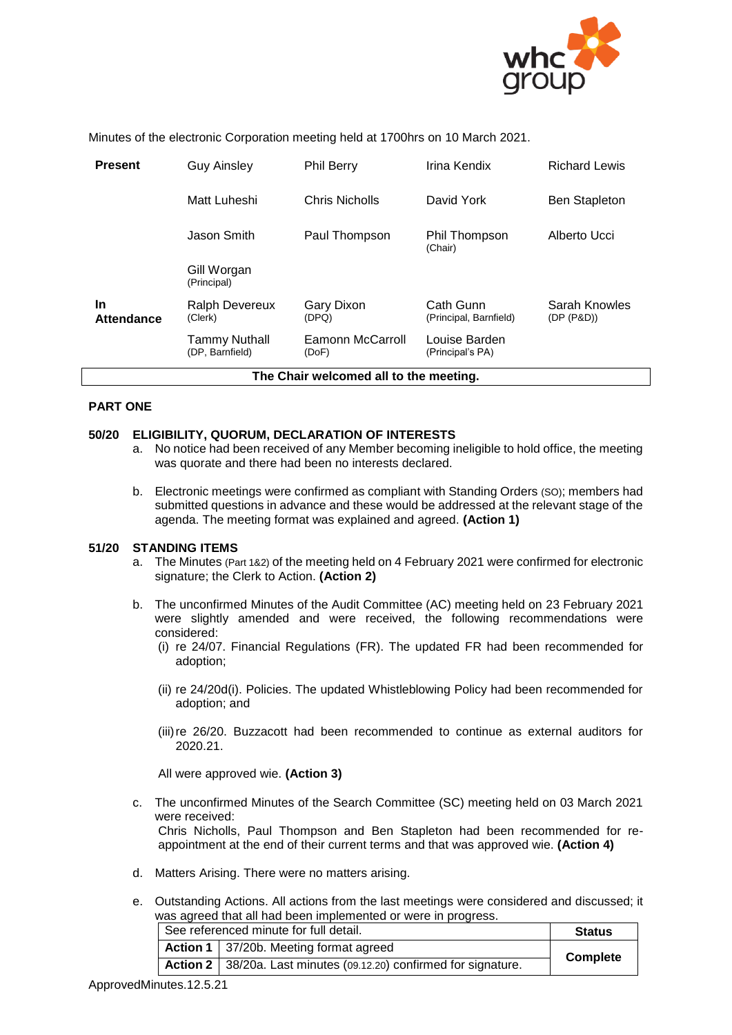Minutes of the electronic Corporation meeting held at 1700hrs on 10 March 2021.

| | | | | |
|---|---|---|---|---|
| **Present** | Guy Ainsley | Phil Berry | Irina Kendix | Richard Lewis |
| | Matt Luheshi | Chris Nicholls | David York | Ben Stapleton |
| | Jason Smith | Paul Thompson | Phil Thompson (Chair) | Alberto Ucci |
| | Gill Worgan (Principal) | | | |
| **In Attendance** | Ralph Devereux (Clerk) | Gary Dixon (DPQ) | Cath Gunn (Principal, Barnfield) | Sarah Knowles (DP (P&D)) |
| | Tammy Nuthall (DP, Barnfield) | Eamonn McCarroll (DoF) | Louise Barden (Principal's PA) | |

**The Chair welcomed all to the meeting.**

## PART ONE

### 50/20 ELIGIBILITY, QUORUM, DECLARATION OF INTERESTS

a. No notice had been received of any Member becoming ineligible to hold office, the meeting was quorate and there had been no interests declared.

b. Electronic meetings were confirmed as compliant with Standing Orders (SO); members had submitted questions in advance and these would be addressed at the relevant stage of the agenda. The meeting format was explained and agreed. **(Action 1)**

### 51/20 STANDING ITEMS

a. The Minutes (Part 1&2) of the meeting held on 4 February 2021 were confirmed for electronic signature; the Clerk to Action. **(Action 2)**

b. The unconfirmed Minutes of the Audit Committee (AC) meeting held on 23 February 2021 were slightly amended and were received, the following recommendations were considered:

   (i) re 24/07. Financial Regulations (FR). The updated FR had been recommended for adoption;

   (ii) re 24/20d(i). Policies. The updated Whistleblowing Policy had been recommended for adoption; and

   (iii) re 26/20. Buzzacott had been recommended to continue as external auditors for 2020.21.

   All were approved wie. **(Action 3)**

c. The unconfirmed Minutes of the Search Committee (SC) meeting held on 03 March 2021 were received:
   Chris Nicholls, Paul Thompson and Ben Stapleton had been recommended for re-appointment at the end of their current terms and that was approved wie. **(Action 4)**

d. Matters Arising. There were no matters arising.

e. Outstanding Actions. All actions from the last meetings were considered and discussed; it was agreed that all had been implemented or were in progress.

| See referenced minute for full detail. | | **Status** |
|---|---|---|
| **Action 1** | 37/20b. Meeting format agreed | **Complete** |
| **Action 2** | 38/20a. Last minutes (09.12.20) confirmed for signature. | |

ApprovedMinutes.12.5.21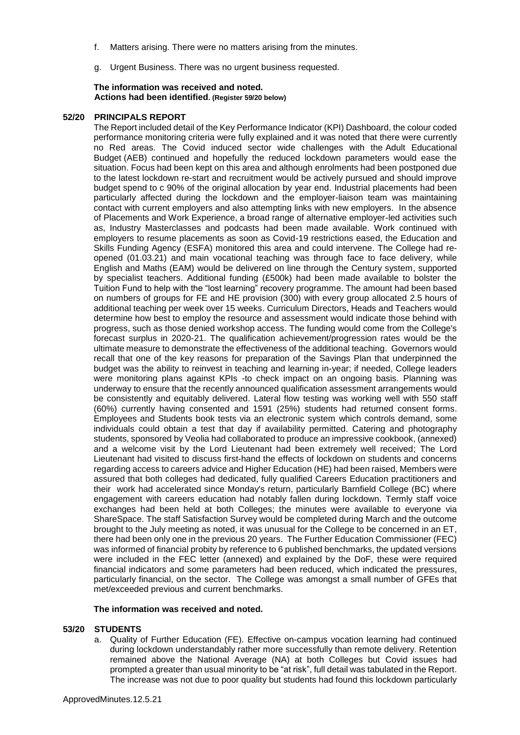f. Matters arising. There were no matters arising from the minutes.

g. Urgent Business. There was no urgent business requested.

**The information was received and noted.**
**Actions had been identified. (Register 59/20 below)**

### 52/20 PRINCIPALS REPORT

The Report included detail of the Key Performance Indicator (KPI) Dashboard, the colour coded performance monitoring criteria were fully explained and it was noted that there were currently no Red areas. The Covid induced sector wide challenges with the Adult Educational Budget (AEB) continued and hopefully the reduced lockdown parameters would ease the situation. Focus had been kept on this area and although enrolments had been postponed due to the latest lockdown re-start and recruitment would be actively pursued and should improve budget spend to c 90% of the original allocation by year end. Industrial placements had been particularly affected during the lockdown and the employer-liaison team was maintaining contact with current employers and also attempting links with new employers. In the absence of Placements and Work Experience, a broad range of alternative employer-led activities such as, Industry Masterclasses and podcasts had been made available. Work continued with employers to resume placements as soon as Covid-19 restrictions eased, the Education and Skills Funding Agency (ESFA) monitored this area and could intervene. The College had re-opened (01.03.21) and main vocational teaching was through face to face delivery, while English and Maths (EAM) would be delivered on line through the Century system, supported by specialist teachers. Additional funding (£500k) had been made available to bolster the Tuition Fund to help with the "lost learning" recovery programme. The amount had been based on numbers of groups for FE and HE provision (300) with every group allocated 2.5 hours of additional teaching per week over 15 weeks. Curriculum Directors, Heads and Teachers would determine how best to employ the resource and assessment would indicate those behind with progress, such as those denied workshop access. The funding would come from the College's forecast surplus in 2020-21. The qualification achievement/progression rates would be the ultimate measure to demonstrate the effectiveness of the additional teaching. Governors would recall that one of the key reasons for preparation of the Savings Plan that underpinned the budget was the ability to reinvest in teaching and learning in-year; if needed, College leaders were monitoring plans against KPIs -to check impact on an ongoing basis. Planning was underway to ensure that the recently announced qualification assessment arrangements would be consistently and equitably delivered. Lateral flow testing was working well with 550 staff (60%) currently having consented and 1591 (25%) students had returned consent forms. Employees and Students book tests via an electronic system which controls demand, some individuals could obtain a test that day if availability permitted. Catering and photography students, sponsored by Veolia had collaborated to produce an impressive cookbook, (annexed) and a welcome visit by the Lord Lieutenant had been extremely well received; The Lord Lieutenant had visited to discuss first-hand the effects of lockdown on students and concerns regarding access to careers advice and Higher Education (HE) had been raised, Members were assured that both colleges had dedicated, fully qualified Careers Education practitioners and their work had accelerated since Monday's return, particularly Barnfield College (BC) where engagement with careers education had notably fallen during lockdown. Termly staff voice exchanges had been held at both Colleges; the minutes were available to everyone via ShareSpace. The staff Satisfaction Survey would be completed during March and the outcome brought to the July meeting as noted, it was unusual for the College to be concerned in an ET, there had been only one in the previous 20 years. The Further Education Commissioner (FEC) was informed of financial probity by reference to 6 published benchmarks, the updated versions were included in the FEC letter (annexed) and explained by the DoF, these were required financial indicators and some parameters had been reduced, which indicated the pressures, particularly financial, on the sector. The College was amongst a small number of GFEs that met/exceeded previous and current benchmarks.

**The information was received and noted.**

### 53/20 STUDENTS

a. Quality of Further Education (FE). Effective on-campus vocation learning had continued during lockdown understandably rather more successfully than remote delivery. Retention remained above the National Average (NA) at both Colleges but Covid issues had prompted a greater than usual minority to be "at risk", full detail was tabulated in the Report. The increase was not due to poor quality but students had found this lockdown particularly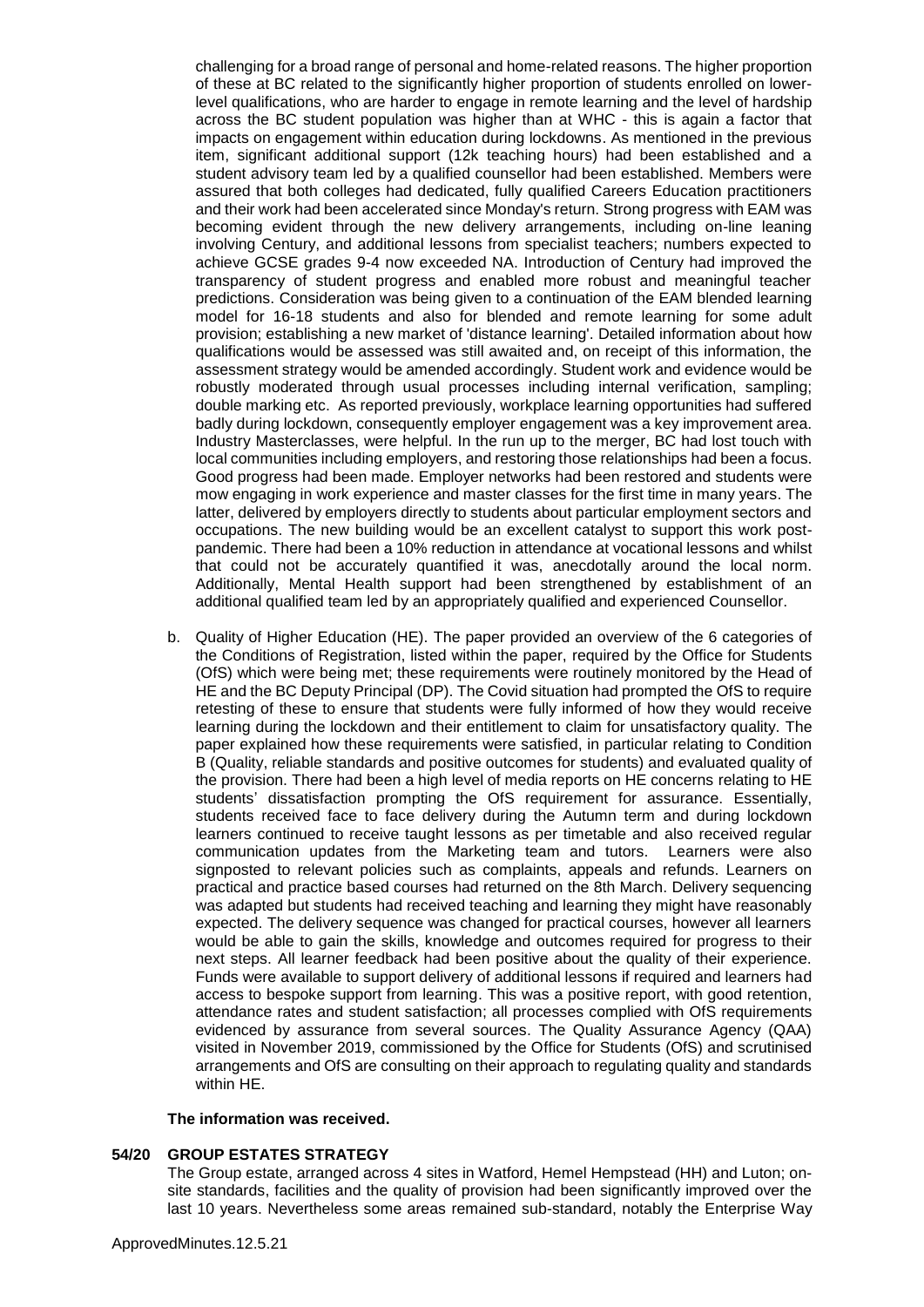challenging for a broad range of personal and home-related reasons. The higher proportion of these at BC related to the significantly higher proportion of students enrolled on lower-level qualifications, who are harder to engage in remote learning and the level of hardship across the BC student population was higher than at WHC - this is again a factor that impacts on engagement within education during lockdowns. As mentioned in the previous item, significant additional support (12k teaching hours) had been established and a student advisory team led by a qualified counsellor had been established. Members were assured that both colleges had dedicated, fully qualified Careers Education practitioners and their work had been accelerated since Monday's return. Strong progress with EAM was becoming evident through the new delivery arrangements, including on-line leaning involving Century, and additional lessons from specialist teachers; numbers expected to achieve GCSE grades 9-4 now exceeded NA. Introduction of Century had improved the transparency of student progress and enabled more robust and meaningful teacher predictions. Consideration was being given to a continuation of the EAM blended learning model for 16-18 students and also for blended and remote learning for some adult provision; establishing a new market of 'distance learning'. Detailed information about how qualifications would be assessed was still awaited and, on receipt of this information, the assessment strategy would be amended accordingly. Student work and evidence would be robustly moderated through usual processes including internal verification, sampling; double marking etc. As reported previously, workplace learning opportunities had suffered badly during lockdown, consequently employer engagement was a key improvement area. Industry Masterclasses, were helpful. In the run up to the merger, BC had lost touch with local communities including employers, and restoring those relationships had been a focus. Good progress had been made. Employer networks had been restored and students were mow engaging in work experience and master classes for the first time in many years. The latter, delivered by employers directly to students about particular employment sectors and occupations. The new building would be an excellent catalyst to support this work post-pandemic. There had been a 10% reduction in attendance at vocational lessons and whilst that could not be accurately quantified it was, anecdotally around the local norm. Additionally, Mental Health support had been strengthened by establishment of an additional qualified team led by an appropriately qualified and experienced Counsellor.

b. Quality of Higher Education (HE). The paper provided an overview of the 6 categories of the Conditions of Registration, listed within the paper, required by the Office for Students (OfS) which were being met; these requirements were routinely monitored by the Head of HE and the BC Deputy Principal (DP). The Covid situation had prompted the OfS to require retesting of these to ensure that students were fully informed of how they would receive learning during the lockdown and their entitlement to claim for unsatisfactory quality. The paper explained how these requirements were satisfied, in particular relating to Condition B (Quality, reliable standards and positive outcomes for students) and evaluated quality of the provision. There had been a high level of media reports on HE concerns relating to HE students' dissatisfaction prompting the OfS requirement for assurance. Essentially, students received face to face delivery during the Autumn term and during lockdown learners continued to receive taught lessons as per timetable and also received regular communication updates from the Marketing team and tutors. Learners were also signposted to relevant policies such as complaints, appeals and refunds. Learners on practical and practice based courses had returned on the 8th March. Delivery sequencing was adapted but students had received teaching and learning they might have reasonably expected. The delivery sequence was changed for practical courses, however all learners would be able to gain the skills, knowledge and outcomes required for progress to their next steps. All learner feedback had been positive about the quality of their experience. Funds were available to support delivery of additional lessons if required and learners had access to bespoke support from learning. This was a positive report, with good retention, attendance rates and student satisfaction; all processes complied with OfS requirements evidenced by assurance from several sources. The Quality Assurance Agency (QAA) visited in November 2019, commissioned by the Office for Students (OfS) and scrutinised arrangements and OfS are consulting on their approach to regulating quality and standards within HE.

**The information was received.**

**54/20 GROUP ESTATES STRATEGY**

The Group estate, arranged across 4 sites in Watford, Hemel Hempstead (HH) and Luton; on-site standards, facilities and the quality of provision had been significantly improved over the last 10 years. Nevertheless some areas remained sub-standard, notably the Enterprise Way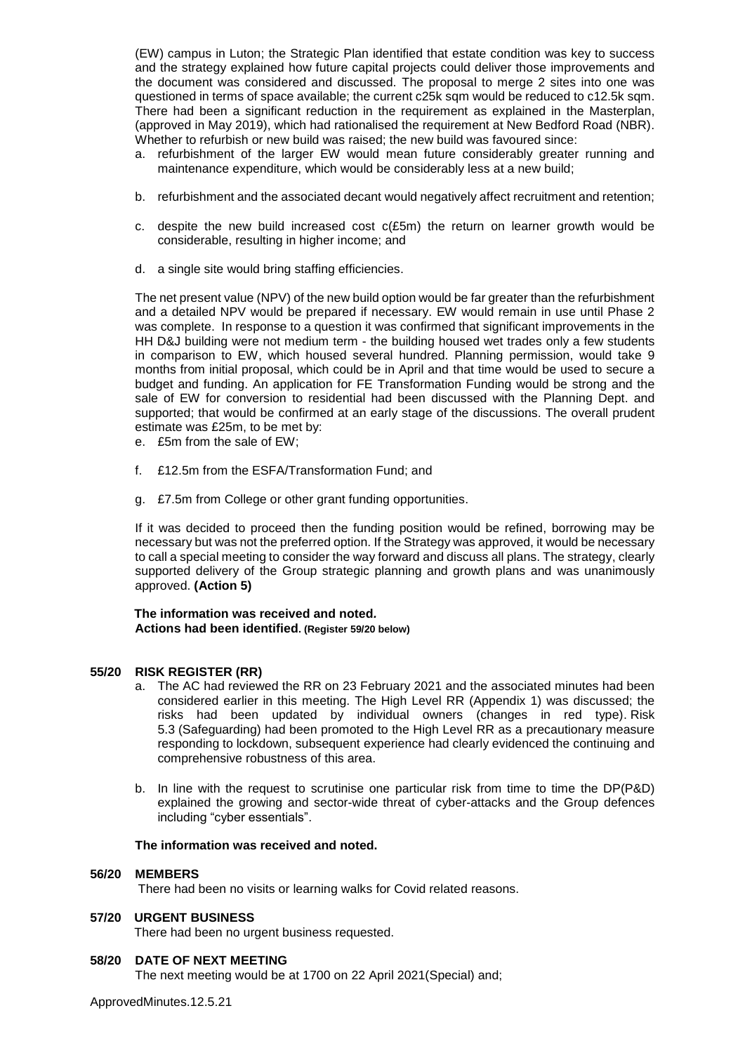(EW) campus in Luton; the Strategic Plan identified that estate condition was key to success and the strategy explained how future capital projects could deliver those improvements and the document was considered and discussed. The proposal to merge 2 sites into one was questioned in terms of space available; the current c25k sqm would be reduced to c12.5k sqm. There had been a significant reduction in the requirement as explained in the Masterplan, (approved in May 2019), which had rationalised the requirement at New Bedford Road (NBR). Whether to refurbish or new build was raised; the new build was favoured since:

a. refurbishment of the larger EW would mean future considerably greater running and maintenance expenditure, which would be considerably less at a new build;

b. refurbishment and the associated decant would negatively affect recruitment and retention;

c. despite the new build increased cost c(£5m) the return on learner growth would be considerable, resulting in higher income; and

d. a single site would bring staffing efficiencies.

The net present value (NPV) of the new build option would be far greater than the refurbishment and a detailed NPV would be prepared if necessary. EW would remain in use until Phase 2 was complete. In response to a question it was confirmed that significant improvements in the HH D&J building were not medium term - the building housed wet trades only a few students in comparison to EW, which housed several hundred. Planning permission, would take 9 months from initial proposal, which could be in April and that time would be used to secure a budget and funding. An application for FE Transformation Funding would be strong and the sale of EW for conversion to residential had been discussed with the Planning Dept. and supported; that would be confirmed at an early stage of the discussions. The overall prudent estimate was £25m, to be met by:

e. £5m from the sale of EW;

f. £12.5m from the ESFA/Transformation Fund; and

g. £7.5m from College or other grant funding opportunities.

If it was decided to proceed then the funding position would be refined, borrowing may be necessary but was not the preferred option. If the Strategy was approved, it would be necessary to call a special meeting to consider the way forward and discuss all plans. The strategy, clearly supported delivery of the Group strategic planning and growth plans and was unanimously approved. **(Action 5)**

**The information was received and noted.**
**Actions had been identified. (Register 59/20 below)**

**55/20 RISK REGISTER (RR)**

a. The AC had reviewed the RR on 23 February 2021 and the associated minutes had been considered earlier in this meeting. The High Level RR (Appendix 1) was discussed; the risks had been updated by individual owners (changes in red type). Risk 5.3 (Safeguarding) had been promoted to the High Level RR as a precautionary measure responding to lockdown, subsequent experience had clearly evidenced the continuing and comprehensive robustness of this area.

b. In line with the request to scrutinise one particular risk from time to time the DP(P&D) explained the growing and sector-wide threat of cyber-attacks and the Group defences including "cyber essentials".

**The information was received and noted.**

**56/20 MEMBERS**

There had been no visits or learning walks for Covid related reasons.

**57/20 URGENT BUSINESS**

There had been no urgent business requested.

**58/20 DATE OF NEXT MEETING**

The next meeting would be at 1700 on 22 April 2021(Special) and;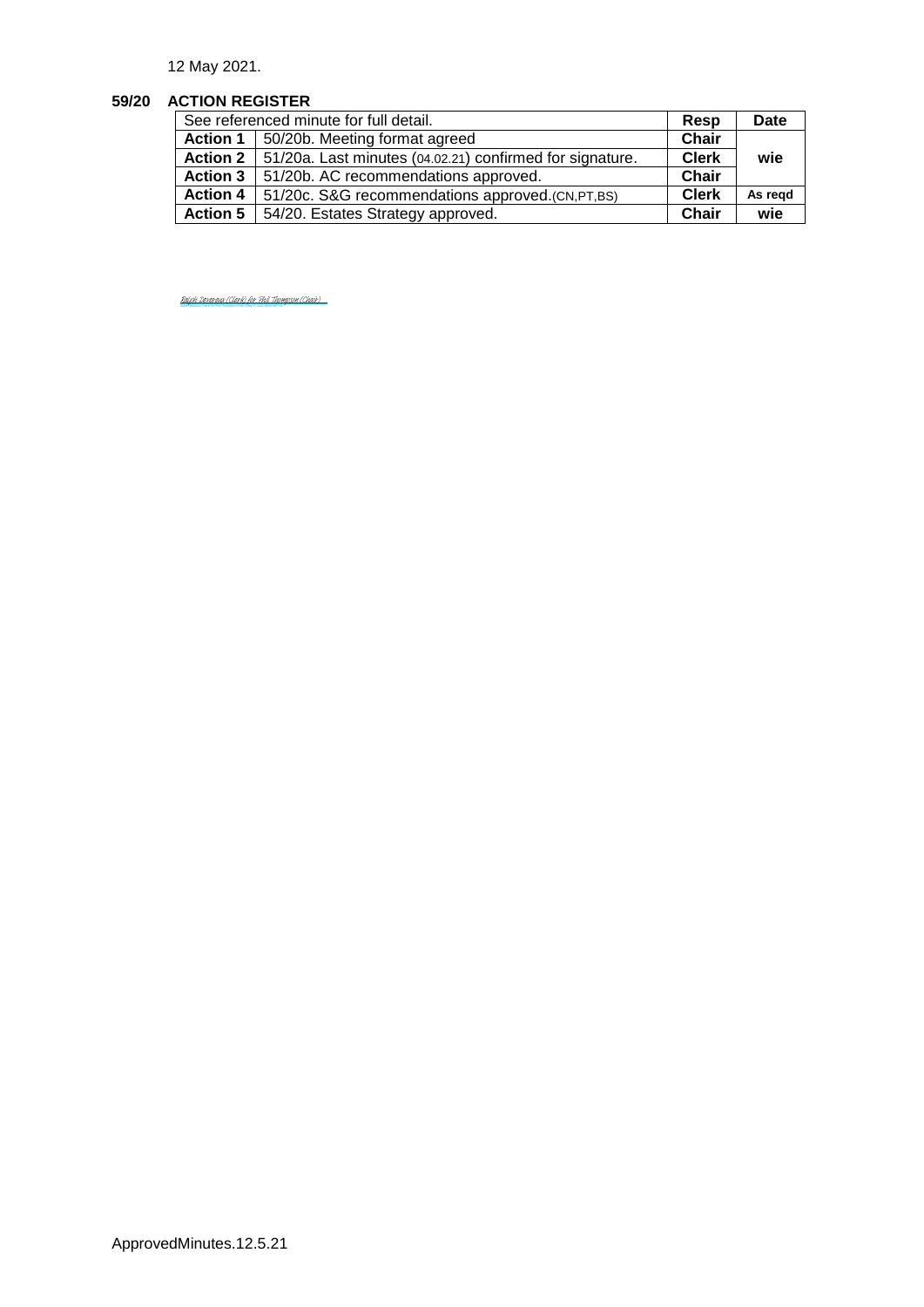12 May 2021.

**59/20 ACTION REGISTER**

| See referenced minute for full detail. | | Resp | Date |
|---|---|---|---|
| **Action 1** | 50/20b. Meeting format agreed | **Chair** | |
| **Action 2** | 51/20a. Last minutes (04.02.21) confirmed for signature. | **Clerk** | **wie** |
| **Action 3** | 51/20b. AC recommendations approved. | **Chair** | |
| **Action 4** | 51/20c. S&G recommendations approved.(CN,PT,BS) | **Clerk** | **As reqd** |
| **Action 5** | 54/20. Estates Strategy approved. | **Chair** | **wie** |

Ralph Devereux (Clerk) for Phil Thompson (Chair)

ApprovedMinutes.12.5.21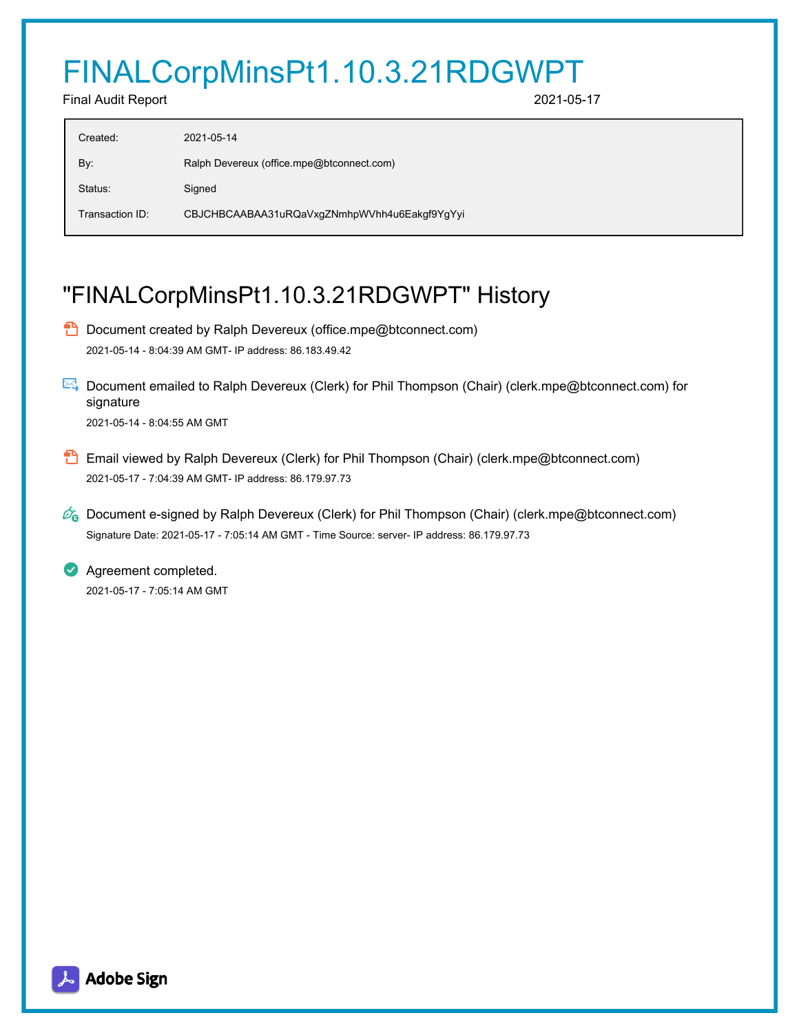# FINALCorpMinsPt1.10.3.21RDGWPT

Final Audit Report 2021-05-17

| | |
|---|---|
| Created: | 2021-05-14 |
| By: | Ralph Devereux (office.mpe@btconnect.com) |
| Status: | Signed |
| Transaction ID: | CBJCHBCAABAA31uRQaVxgZNmhpWVhh4u6Eakgf9YgYyi |

## "FINALCorpMinsPt1.10.3.21RDGWPT" History

- Document created by Ralph Devereux (office.mpe@btconnect.com)
  2021-05-14 - 8:04:39 AM GMT- IP address: 86.183.49.42

- Document emailed to Ralph Devereux (Clerk) for Phil Thompson (Chair) (clerk.mpe@btconnect.com) for signature
  2021-05-14 - 8:04:55 AM GMT

- Email viewed by Ralph Devereux (Clerk) for Phil Thompson (Chair) (clerk.mpe@btconnect.com)
  2021-05-17 - 7:04:39 AM GMT- IP address: 86.179.97.73

- Document e-signed by Ralph Devereux (Clerk) for Phil Thompson (Chair) (clerk.mpe@btconnect.com)
  Signature Date: 2021-05-17 - 7:05:14 AM GMT - Time Source: server- IP address: 86.179.97.73

- Agreement completed.
  2021-05-17 - 7:05:14 AM GMT

Adobe Sign